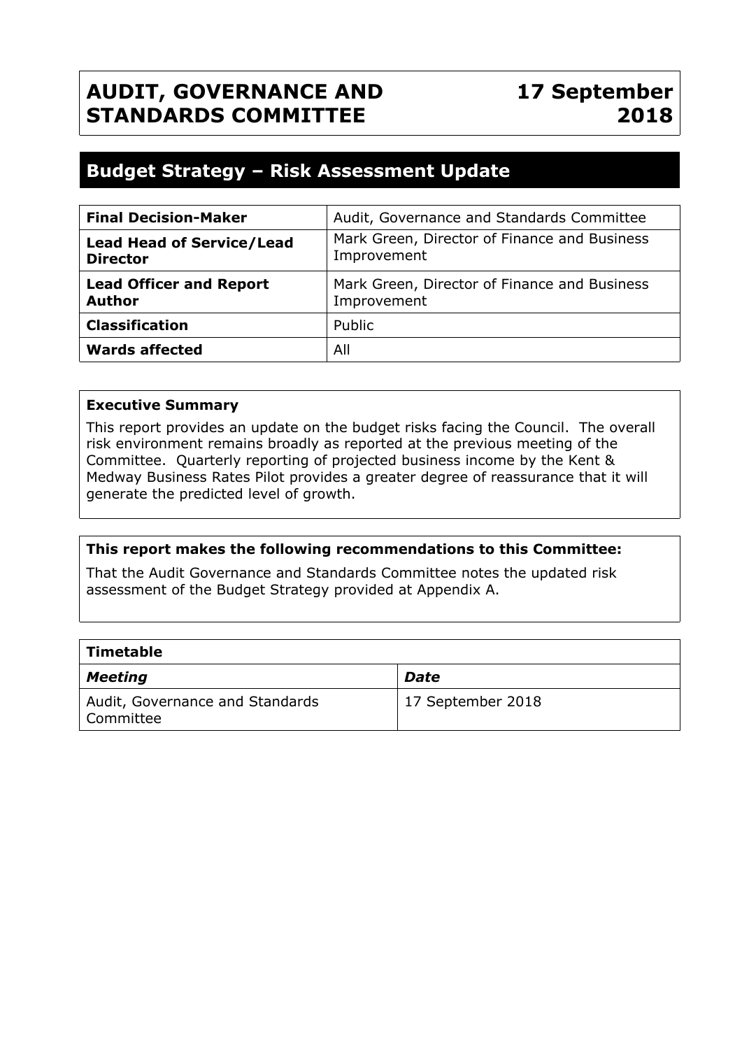# AUDIT, GOVERNANCE AND STANDARDS COMMITTEE

**17 September 2018**

## Budget Strategy – Risk Assessment Update

| | |
|---|---|
| **Final Decision-Maker** | Audit, Governance and Standards Committee |
| **Lead Head of Service/Lead Director** | Mark Green, Director of Finance and Business Improvement |
| **Lead Officer and Report Author** | Mark Green, Director of Finance and Business Improvement |
| **Classification** | Public |
| **Wards affected** | All |

**Executive Summary**

This report provides an update on the budget risks facing the Council. The overall risk environment remains broadly as reported at the previous meeting of the Committee. Quarterly reporting of projected business income by the Kent & Medway Business Rates Pilot provides a greater degree of reassurance that it will generate the predicted level of growth.

**This report makes the following recommendations to this Committee:**

That the Audit Governance and Standards Committee notes the updated risk assessment of the Budget Strategy provided at Appendix A.

| **Timetable** | |
|---|---|
| ***Meeting*** | ***Date*** |
| Audit, Governance and Standards Committee | 17 September 2018 |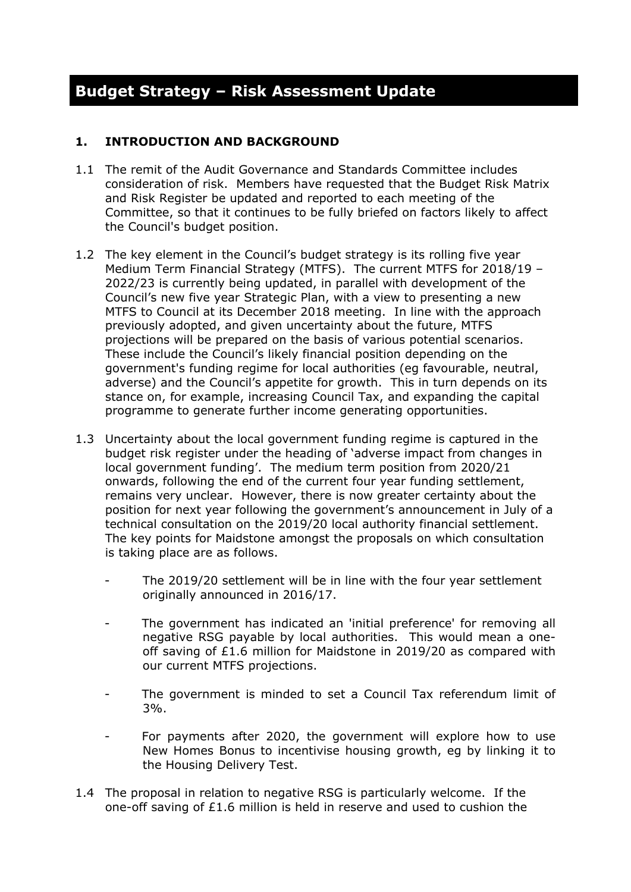# Budget Strategy – Risk Assessment Update

## 1. INTRODUCTION AND BACKGROUND

1.1 The remit of the Audit Governance and Standards Committee includes consideration of risk. Members have requested that the Budget Risk Matrix and Risk Register be updated and reported to each meeting of the Committee, so that it continues to be fully briefed on factors likely to affect the Council's budget position.

1.2 The key element in the Council's budget strategy is its rolling five year Medium Term Financial Strategy (MTFS). The current MTFS for 2018/19 – 2022/23 is currently being updated, in parallel with development of the Council's new five year Strategic Plan, with a view to presenting a new MTFS to Council at its December 2018 meeting. In line with the approach previously adopted, and given uncertainty about the future, MTFS projections will be prepared on the basis of various potential scenarios. These include the Council's likely financial position depending on the government's funding regime for local authorities (eg favourable, neutral, adverse) and the Council's appetite for growth. This in turn depends on its stance on, for example, increasing Council Tax, and expanding the capital programme to generate further income generating opportunities.

1.3 Uncertainty about the local government funding regime is captured in the budget risk register under the heading of 'adverse impact from changes in local government funding'. The medium term position from 2020/21 onwards, following the end of the current four year funding settlement, remains very unclear. However, there is now greater certainty about the position for next year following the government's announcement in July of a technical consultation on the 2019/20 local authority financial settlement. The key points for Maidstone amongst the proposals on which consultation is taking place are as follows.

- The 2019/20 settlement will be in line with the four year settlement originally announced in 2016/17.
- The government has indicated an 'initial preference' for removing all negative RSG payable by local authorities. This would mean a one-off saving of £1.6 million for Maidstone in 2019/20 as compared with our current MTFS projections.
- The government is minded to set a Council Tax referendum limit of 3%.
- For payments after 2020, the government will explore how to use New Homes Bonus to incentivise housing growth, eg by linking it to the Housing Delivery Test.

1.4 The proposal in relation to negative RSG is particularly welcome. If the one-off saving of £1.6 million is held in reserve and used to cushion the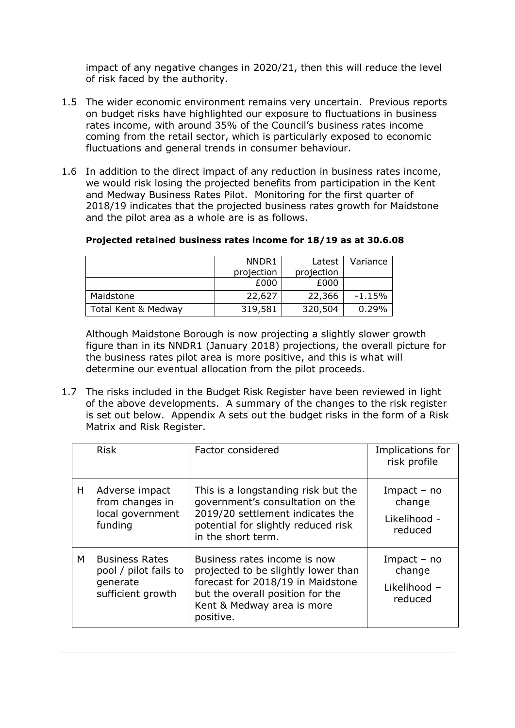impact of any negative changes in 2020/21, then this will reduce the level of risk faced by the authority.

1.5 The wider economic environment remains very uncertain. Previous reports on budget risks have highlighted our exposure to fluctuations in business rates income, with around 35% of the Council's business rates income coming from the retail sector, which is particularly exposed to economic fluctuations and general trends in consumer behaviour.

1.6 In addition to the direct impact of any reduction in business rates income, we would risk losing the projected benefits from participation in the Kent and Medway Business Rates Pilot. Monitoring for the first quarter of 2018/19 indicates that the projected business rates growth for Maidstone and the pilot area as a whole are is as follows.

**Projected retained business rates income for 18/19 as at 30.6.08**

| | NNDR1 projection | Latest projection | Variance |
|---|---|---|---|
| | £000 | £000 | |
| Maidstone | 22,627 | 22,366 | -1.15% |
| Total Kent & Medway | 319,581 | 320,504 | 0.29% |

Although Maidstone Borough is now projecting a slightly slower growth figure than in its NNDR1 (January 2018) projections, the overall picture for the business rates pilot area is more positive, and this is what will determine our eventual allocation from the pilot proceeds.

1.7 The risks included in the Budget Risk Register have been reviewed in light of the above developments. A summary of the changes to the risk register is set out below. Appendix A sets out the budget risks in the form of a Risk Matrix and Risk Register.

| | Risk | Factor considered | Implications for risk profile |
|---|---|---|---|
| H | Adverse impact from changes in local government funding | This is a longstanding risk but the government's consultation on the 2019/20 settlement indicates the potential for slightly reduced risk in the short term. | Impact – no change<br>Likelihood - reduced |
| M | Business Rates pool / pilot fails to generate sufficient growth | Business rates income is now projected to be slightly lower than forecast for 2018/19 in Maidstone but the overall position for the Kent & Medway area is more positive. | Impact – no change<br>Likelihood – reduced |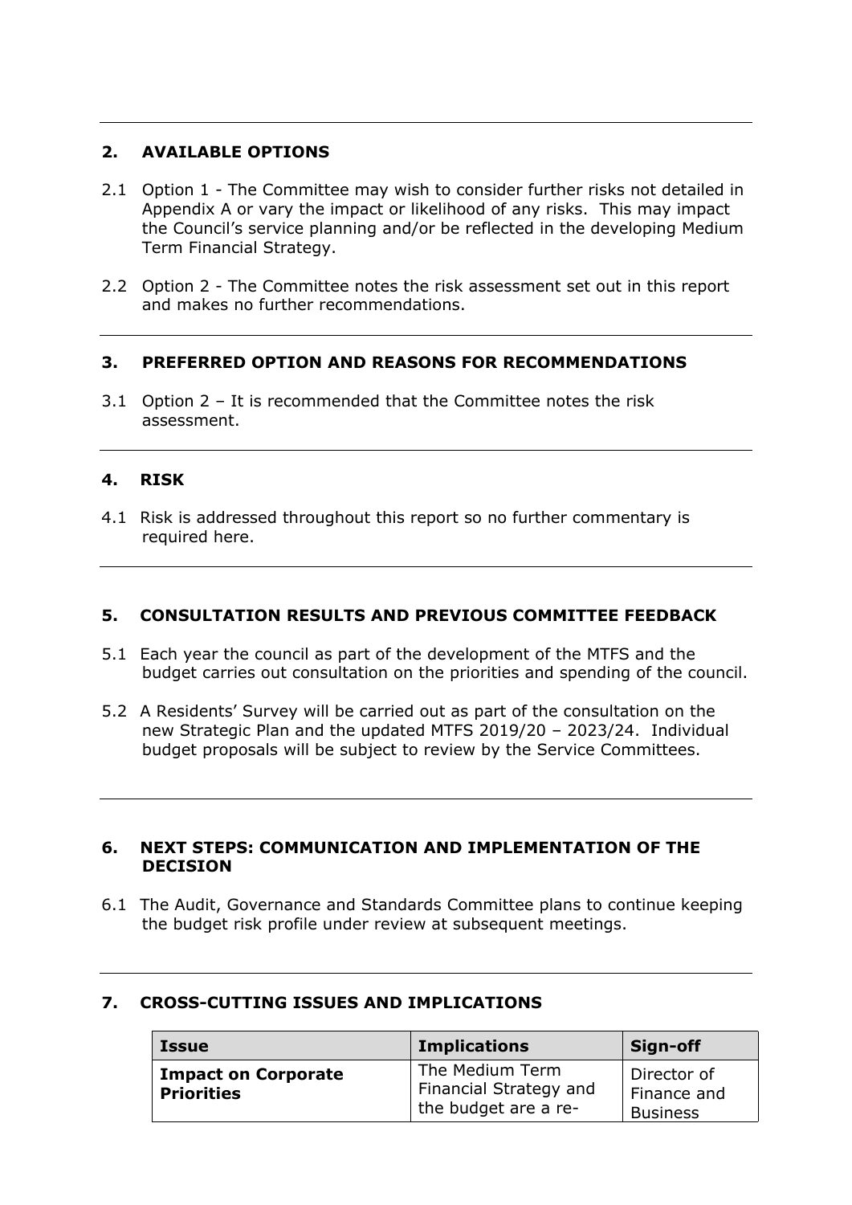## 2. AVAILABLE OPTIONS

2.1 Option 1 - The Committee may wish to consider further risks not detailed in Appendix A or vary the impact or likelihood of any risks. This may impact the Council's service planning and/or be reflected in the developing Medium Term Financial Strategy.

2.2 Option 2 - The Committee notes the risk assessment set out in this report and makes no further recommendations.

## 3. PREFERRED OPTION AND REASONS FOR RECOMMENDATIONS

3.1 Option 2 – It is recommended that the Committee notes the risk assessment.

## 4. RISK

4.1 Risk is addressed throughout this report so no further commentary is required here.

## 5. CONSULTATION RESULTS AND PREVIOUS COMMITTEE FEEDBACK

5.1 Each year the council as part of the development of the MTFS and the budget carries out consultation on the priorities and spending of the council.

5.2 A Residents' Survey will be carried out as part of the consultation on the new Strategic Plan and the updated MTFS 2019/20 – 2023/24. Individual budget proposals will be subject to review by the Service Committees.

## 6. NEXT STEPS: COMMUNICATION AND IMPLEMENTATION OF THE DECISION

6.1 The Audit, Governance and Standards Committee plans to continue keeping the budget risk profile under review at subsequent meetings.

## 7. CROSS-CUTTING ISSUES AND IMPLICATIONS

| Issue | Implications | Sign-off |
|---|---|---|
| **Impact on Corporate Priorities** | The Medium Term Financial Strategy and the budget are a re- | Director of Finance and Business |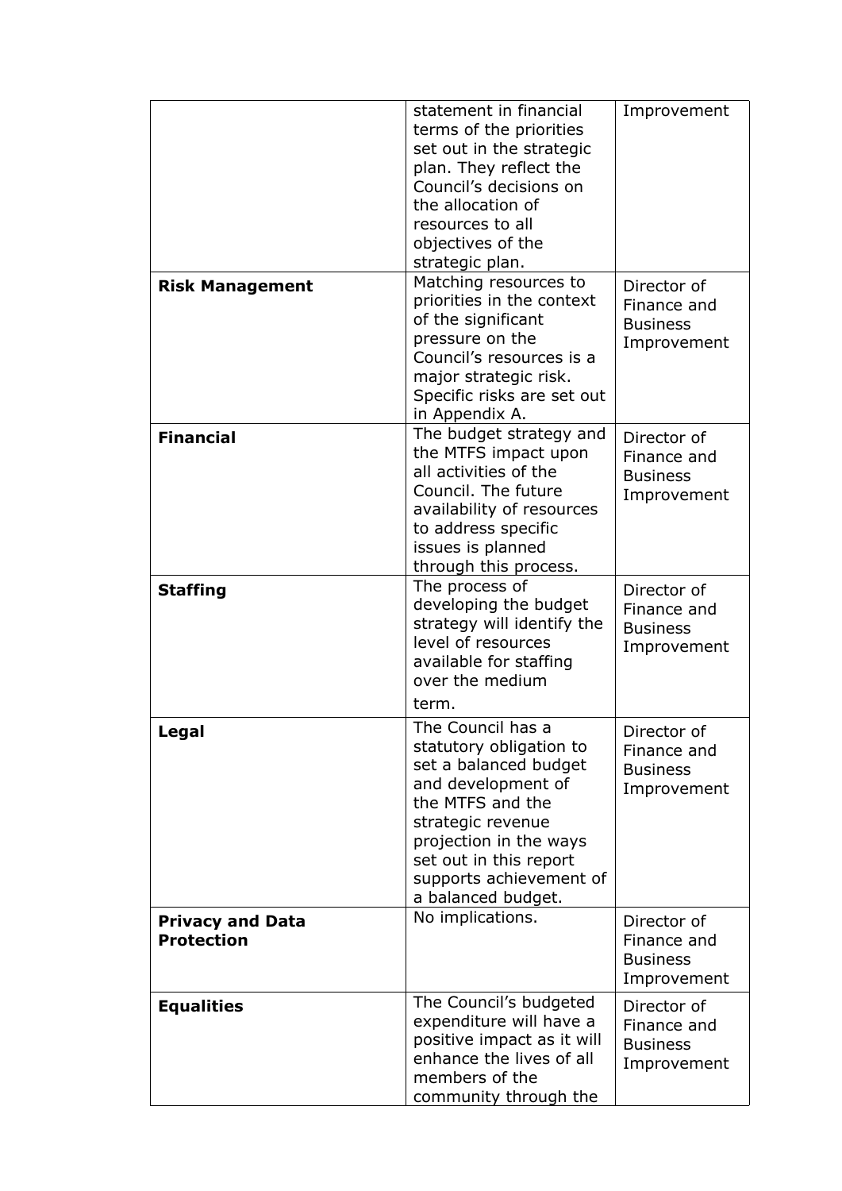|  |  |  |
|---|---|---|
|  | statement in financial terms of the priorities set out in the strategic plan. They reflect the Council's decisions on the allocation of resources to all objectives of the strategic plan. | Improvement |
| **Risk Management** | Matching resources to priorities in the context of the significant pressure on the Council's resources is a major strategic risk. Specific risks are set out in Appendix A. | Director of Finance and Business Improvement |
| **Financial** | The budget strategy and the MTFS impact upon all activities of the Council. The future availability of resources to address specific issues is planned through this process. | Director of Finance and Business Improvement |
| **Staffing** | The process of developing the budget strategy will identify the level of resources available for staffing over the medium term. | Director of Finance and Business Improvement |
| **Legal** | The Council has a statutory obligation to set a balanced budget and development of the MTFS and the strategic revenue projection in the ways set out in this report supports achievement of a balanced budget. | Director of Finance and Business Improvement |
| **Privacy and Data Protection** | No implications. | Director of Finance and Business Improvement |
| **Equalities** | The Council's budgeted expenditure will have a positive impact as it will enhance the lives of all members of the community through the | Director of Finance and Business Improvement |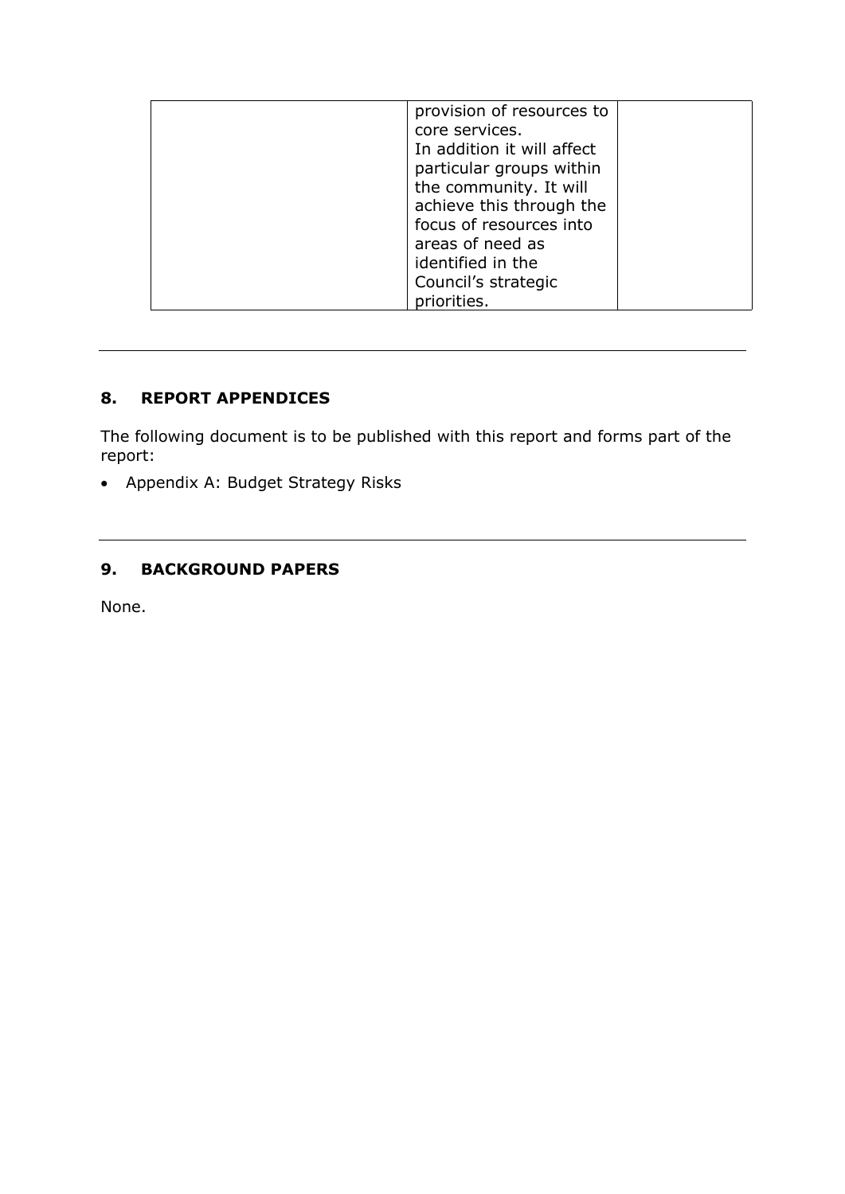| | | |
|---|---|---|
| | provision of resources to core services. In addition it will affect particular groups within the community. It will achieve this through the focus of resources into areas of need as identified in the Council's strategic priorities. | |

## 8. REPORT APPENDICES

The following document is to be published with this report and forms part of the report:

- Appendix A: Budget Strategy Risks

## 9. BACKGROUND PAPERS

None.